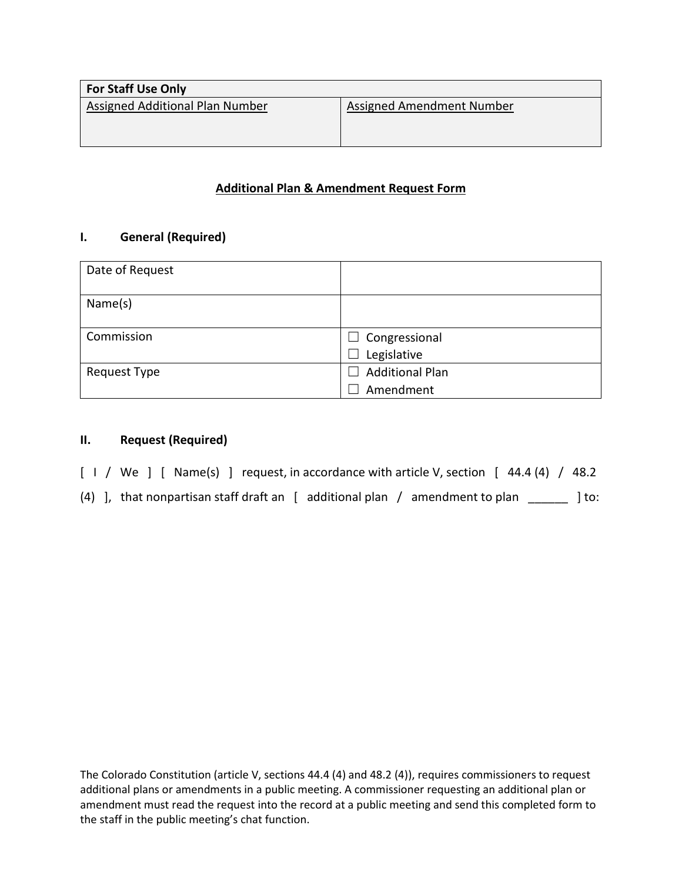| For Staff Use Only | |
| --- | --- |
| Assigned Additional Plan Number | Assigned Amendment Number |

## Additional Plan & Amendment Request Form

### I. General (Required)

| Date of Request | |
| --- | --- |
| Name(s) | |
| Commission | ☐ Congressional<br>☐ Legislative |
| Request Type | ☐ Additional Plan<br>☐ Amendment |

### II. Request (Required)

[ I / We ] [ Name(s) ] request, in accordance with article V, section [ 44.4 (4) / 48.2 (4) ], that nonpartisan staff draft an [ additional plan / amendment to plan ______ ] to:

The Colorado Constitution (article V, sections 44.4 (4) and 48.2 (4)), requires commissioners to request additional plans or amendments in a public meeting. A commissioner requesting an additional plan or amendment must read the request into the record at a public meeting and send this completed form to the staff in the public meeting's chat function.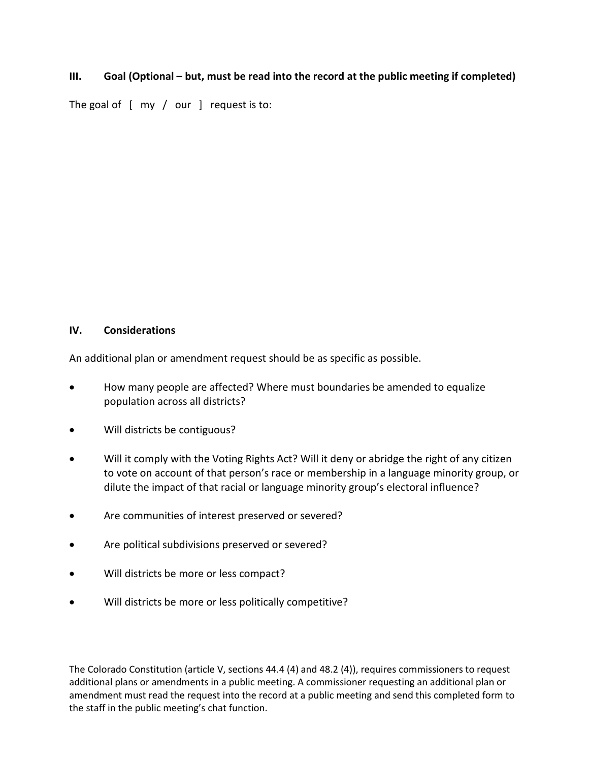## III. Goal (Optional – but, must be read into the record at the public meeting if completed)

The goal of [ my / our ] request is to:

## IV. Considerations

An additional plan or amendment request should be as specific as possible.

- How many people are affected? Where must boundaries be amended to equalize population across all districts?
- Will districts be contiguous?
- Will it comply with the Voting Rights Act? Will it deny or abridge the right of any citizen to vote on account of that person's race or membership in a language minority group, or dilute the impact of that racial or language minority group's electoral influence?
- Are communities of interest preserved or severed?
- Are political subdivisions preserved or severed?
- Will districts be more or less compact?
- Will districts be more or less politically competitive?

The Colorado Constitution (article V, sections 44.4 (4) and 48.2 (4)), requires commissioners to request additional plans or amendments in a public meeting. A commissioner requesting an additional plan or amendment must read the request into the record at a public meeting and send this completed form to the staff in the public meeting's chat function.